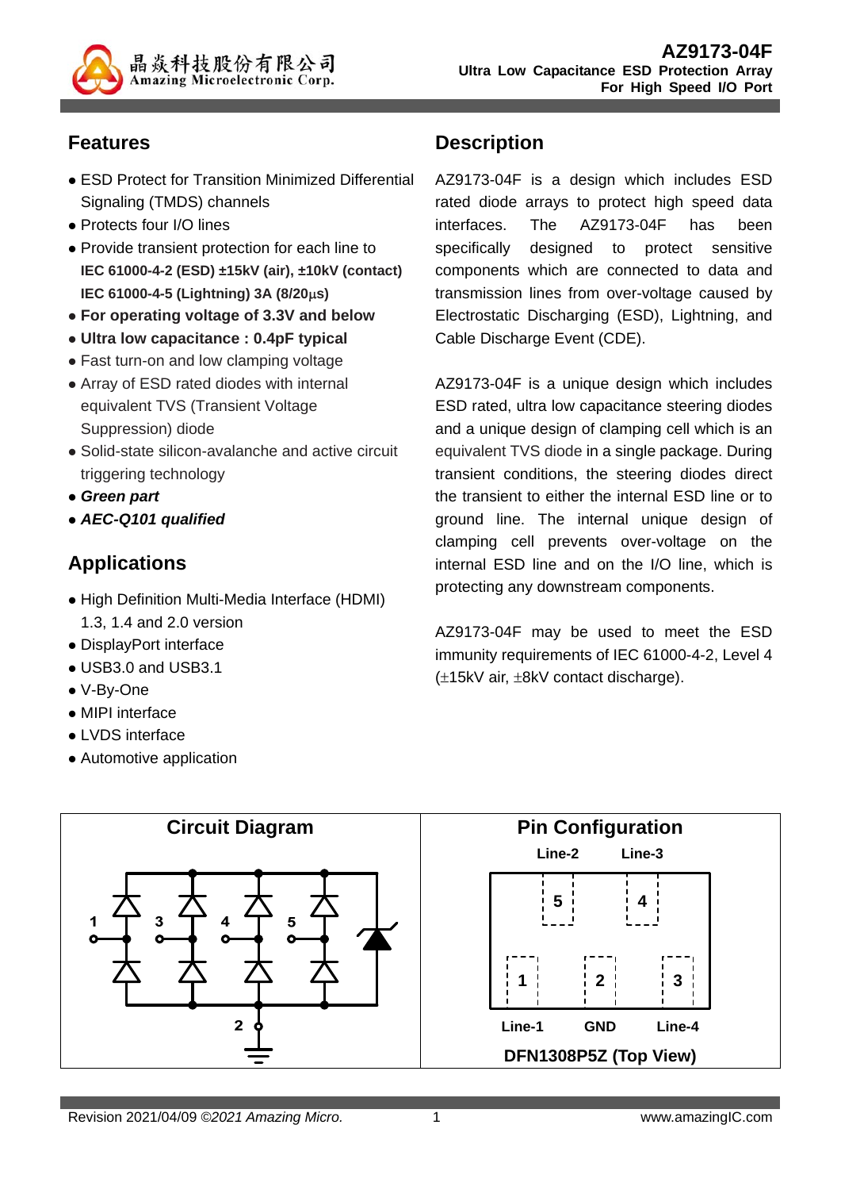# AZ9173-04F

**Ultra Low Capacitance ESD Protection Array For High Speed I/O Port**

## Features

- ESD Protect for Transition Minimized Differential Signaling (TMDS) channels
- Protects four I/O lines
- Provide transient protection for each line to **IEC 61000-4-2 (ESD) ±15kV (air), ±10kV (contact) IEC 61000-4-5 (Lightning) 3A (8/20μs)**
- **For operating voltage of 3.3V and below**
- **Ultra low capacitance : 0.4pF typical**
- Fast turn-on and low clamping voltage
- Array of ESD rated diodes with internal equivalent TVS (Transient Voltage Suppression) diode
- Solid-state silicon-avalanche and active circuit triggering technology
- ***Green part***
- ***AEC-Q101 qualified***

## Applications

- High Definition Multi-Media Interface (HDMI) 1.3, 1.4 and 2.0 version
- DisplayPort interface
- USB3.0 and USB3.1
- V-By-One
- MIPI interface
- LVDS interface
- Automotive application

## Description

AZ9173-04F is a design which includes ESD rated diode arrays to protect high speed data interfaces. The AZ9173-04F has been specifically designed to protect sensitive components which are connected to data and transmission lines from over-voltage caused by Electrostatic Discharging (ESD), Lightning, and Cable Discharge Event (CDE).

AZ9173-04F is a unique design which includes ESD rated, ultra low capacitance steering diodes and a unique design of clamping cell which is an equivalent TVS diode in a single package. During transient conditions, the steering diodes direct the transient to either the internal ESD line or to ground line. The internal unique design of clamping cell prevents over-voltage on the internal ESD line and on the I/O line, which is protecting any downstream components.

AZ9173-04F may be used to meet the ESD immunity requirements of IEC 61000-4-2, Level 4 (±15kV air, ±8kV contact discharge).

## Circuit Diagram

## Pin Configuration

Line-2 (5), Line-3 (4), Line-1 (1), GND (2), Line-4 (3)

DFN1308P5Z (Top View)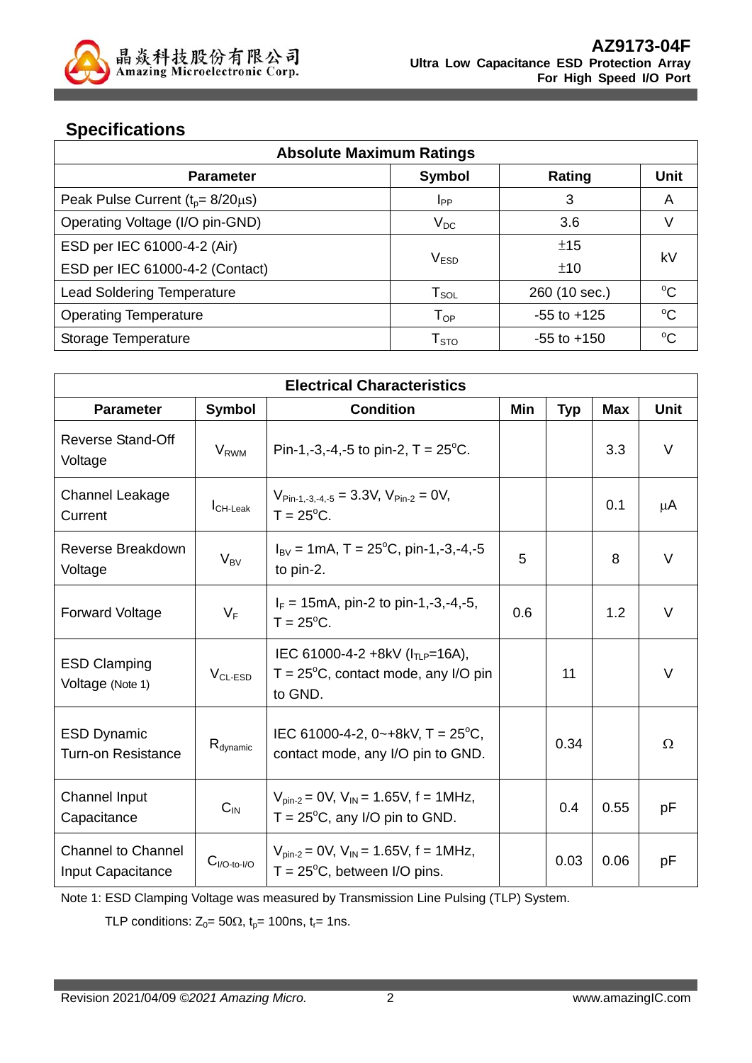## Specifications

| Absolute Maximum Ratings | | | |
|---|---|---|---|
| **Parameter** | **Symbol** | **Rating** | **Unit** |
| Peak Pulse Current ($t_p$= 8/20µs) | $I_{PP}$ | 3 | A |
| Operating Voltage (I/O pin-GND) | $V_{DC}$ | 3.6 | V |
| ESD per IEC 61000-4-2 (Air) | $V_{ESD}$ | ±15 | kV |
| ESD per IEC 61000-4-2 (Contact) | | ±10 | |
| Lead Soldering Temperature | $T_{SOL}$ | 260 (10 sec.) | °C |
| Operating Temperature | $T_{OP}$ | -55 to +125 | °C |
| Storage Temperature | $T_{STO}$ | -55 to +150 | °C |

| Electrical Characteristics | | | | | | |
|---|---|---|---|---|---|---|
| **Parameter** | **Symbol** | **Condition** | **Min** | **Typ** | **Max** | **Unit** |
| Reverse Stand-Off Voltage | $V_{RWM}$ | Pin-1,-3,-4,-5 to pin-2, T = 25°C. | | | 3.3 | V |
| Channel Leakage Current | $I_{CH\text{-}Leak}$ | $V_{Pin\text{-}1,\text{-}3,\text{-}4,\text{-}5}$ = 3.3V, $V_{Pin\text{-}2}$ = 0V, T = 25°C. | | | 0.1 | µA |
| Reverse Breakdown Voltage | $V_{BV}$ | $I_{BV}$ = 1mA, T = 25°C, pin-1,-3,-4,-5 to pin-2. | 5 | | 8 | V |
| Forward Voltage | $V_F$ | $I_F$ = 15mA, pin-2 to pin-1,-3,-4,-5, T = 25°C. | 0.6 | | 1.2 | V |
| ESD Clamping Voltage (Note 1) | $V_{CL\text{-}ESD}$ | IEC 61000-4-2 +8kV ($I_{TLP}$=16A), T = 25°C, contact mode, any I/O pin to GND. | | 11 | | V |
| ESD Dynamic Turn-on Resistance | $R_{dynamic}$ | IEC 61000-4-2, 0~+8kV, T = 25°C, contact mode, any I/O pin to GND. | | 0.34 | | Ω |
| Channel Input Capacitance | $C_{IN}$ | $V_{pin\text{-}2}$ = 0V, $V_{IN}$ = 1.65V, f = 1MHz, T = 25°C, any I/O pin to GND. | | 0.4 | 0.55 | pF |
| Channel to Channel Input Capacitance | $C_{I/O\text{-}to\text{-}I/O}$ | $V_{pin\text{-}2}$ = 0V, $V_{IN}$ = 1.65V, f = 1MHz, T = 25°C, between I/O pins. | | 0.03 | 0.06 | pF |

Note 1: ESD Clamping Voltage was measured by Transmission Line Pulsing (TLP) System.

TLP conditions: $Z_0$= 50Ω, $t_p$= 100ns, $t_r$= 1ns.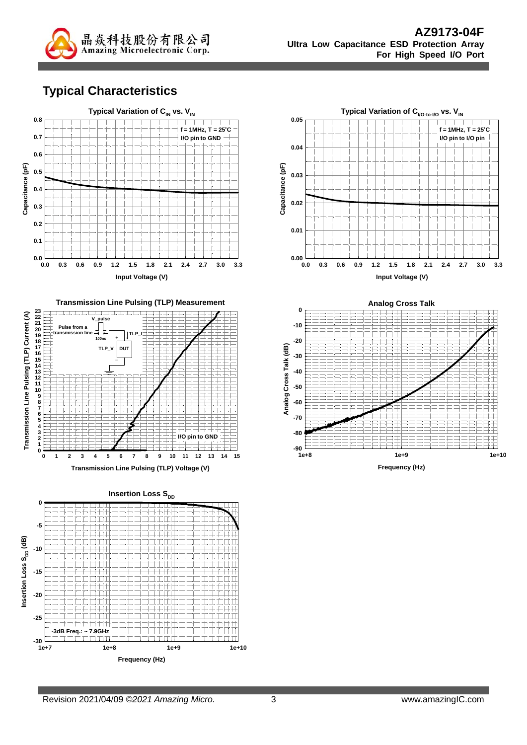## Typical Characteristics

**Typical Variation of $C_{IN}$ vs. $V_{IN}$**

f = 1MHz, T = 25°C
I/O pin to GND

Capacitance (pF)

Input Voltage (V)

**Typical Variation of $C_{I/O\text{-}to\text{-}I/O}$ vs. $V_{IN}$**

f = 1MHz, T = 25°C
I/O pin to I/O pin

Capacitance (pF)

Input Voltage (V)

**Transmission Line Pulsing (TLP) Measurement**

V_pulse
Pulse from a transmission line
100ns
TLP_I
TLP_V
DUT

I/O pin to GND

Transmission Line Pulsing (TLP) Current (A)

Transmission Line Pulsing (TLP) Voltage (V)

**Analog Cross Talk**

Analog Cross Talk (dB)

Frequency (Hz)

**Insertion Loss $S_{DD}$**

-3dB Freq.: ~ 7.9GHz

Insertion Loss $S_{DD}$ (dB)

Frequency (Hz)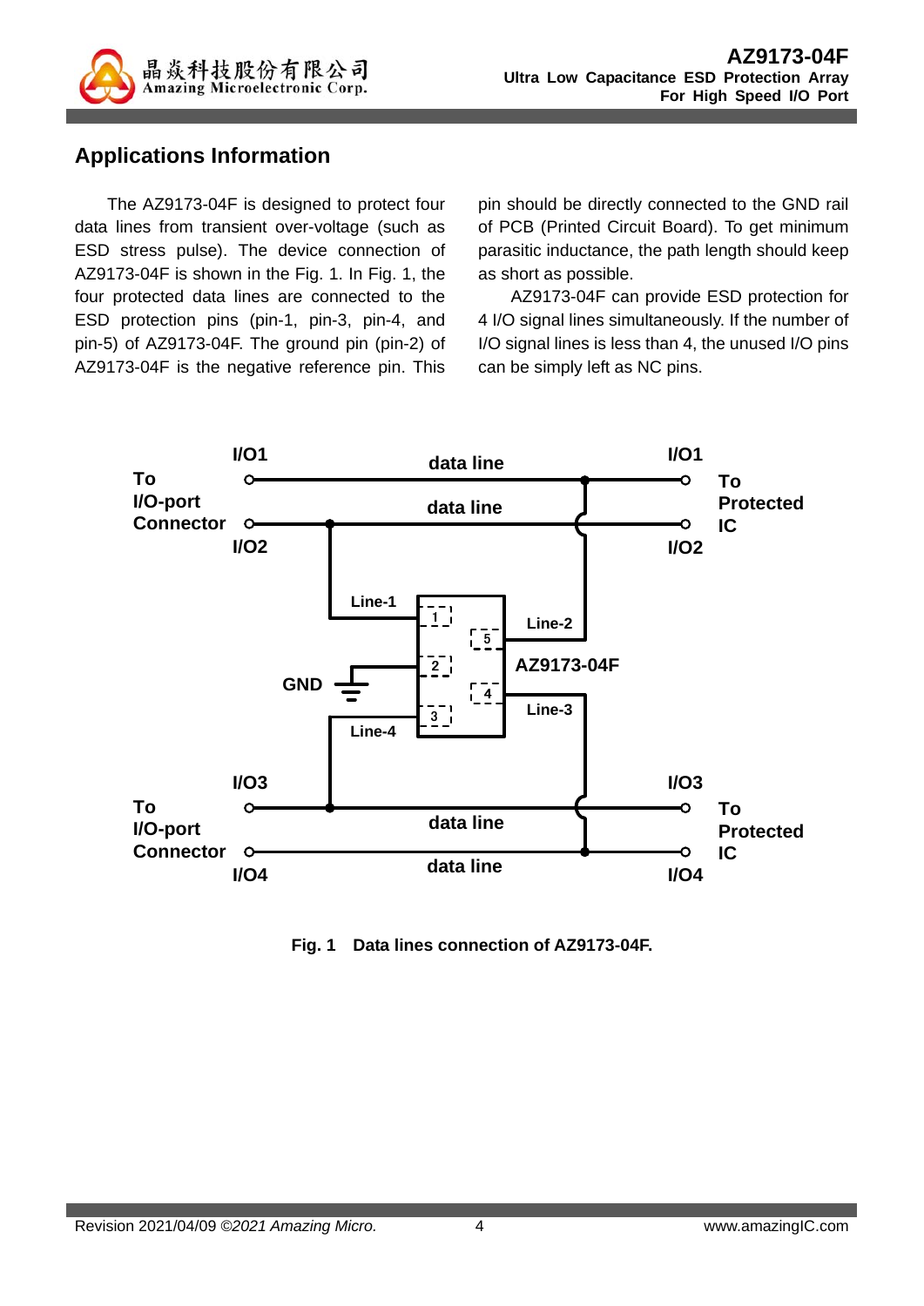## Applications Information

The AZ9173-04F is designed to protect four data lines from transient over-voltage (such as ESD stress pulse). The device connection of AZ9173-04F is shown in the Fig. 1. In Fig. 1, the four protected data lines are connected to the ESD protection pins (pin-1, pin-3, pin-4, and pin-5) of AZ9173-04F. The ground pin (pin-2) of AZ9173-04F is the negative reference pin. This pin should be directly connected to the GND rail of PCB (Printed Circuit Board). To get minimum parasitic inductance, the path length should keep as short as possible.

AZ9173-04F can provide ESD protection for 4 I/O signal lines simultaneously. If the number of I/O signal lines is less than 4, the unused I/O pins can be simply left as NC pins.

**Fig. 1 Data lines connection of AZ9173-04F.**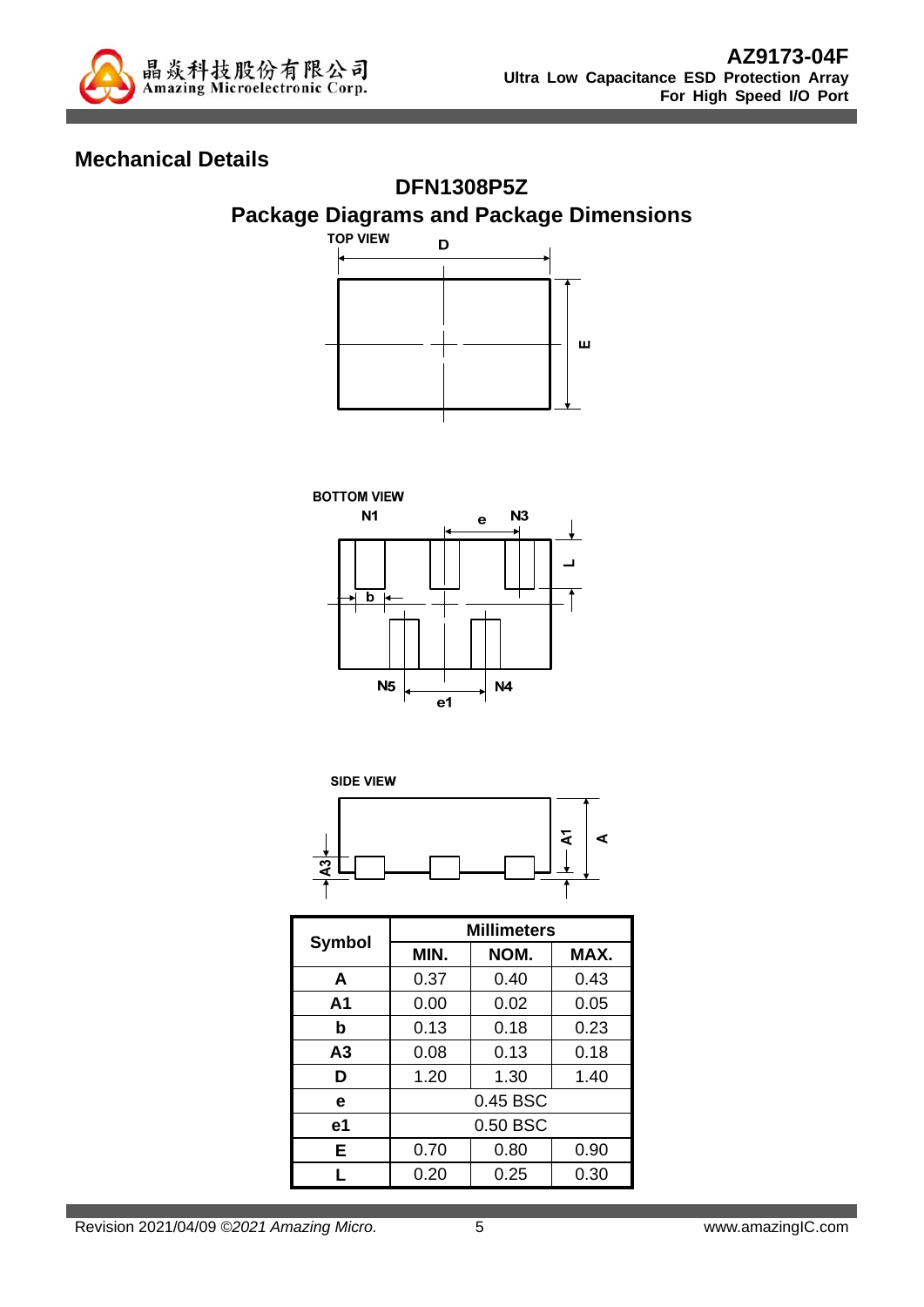## Mechanical Details

### DFN1308P5Z

### Package Diagrams and Package Dimensions

TOP VIEW

BOTTOM VIEW

SIDE VIEW

| Symbol | Millimeters | | |
|---|---|---|---|
| | MIN. | NOM. | MAX. |
| A | 0.37 | 0.40 | 0.43 |
| A1 | 0.00 | 0.02 | 0.05 |
| b | 0.13 | 0.18 | 0.23 |
| A3 | 0.08 | 0.13 | 0.18 |
| D | 1.20 | 1.30 | 1.40 |
| e | 0.45 BSC | | |
| e1 | 0.50 BSC | | |
| E | 0.70 | 0.80 | 0.90 |
| L | 0.20 | 0.25 | 0.30 |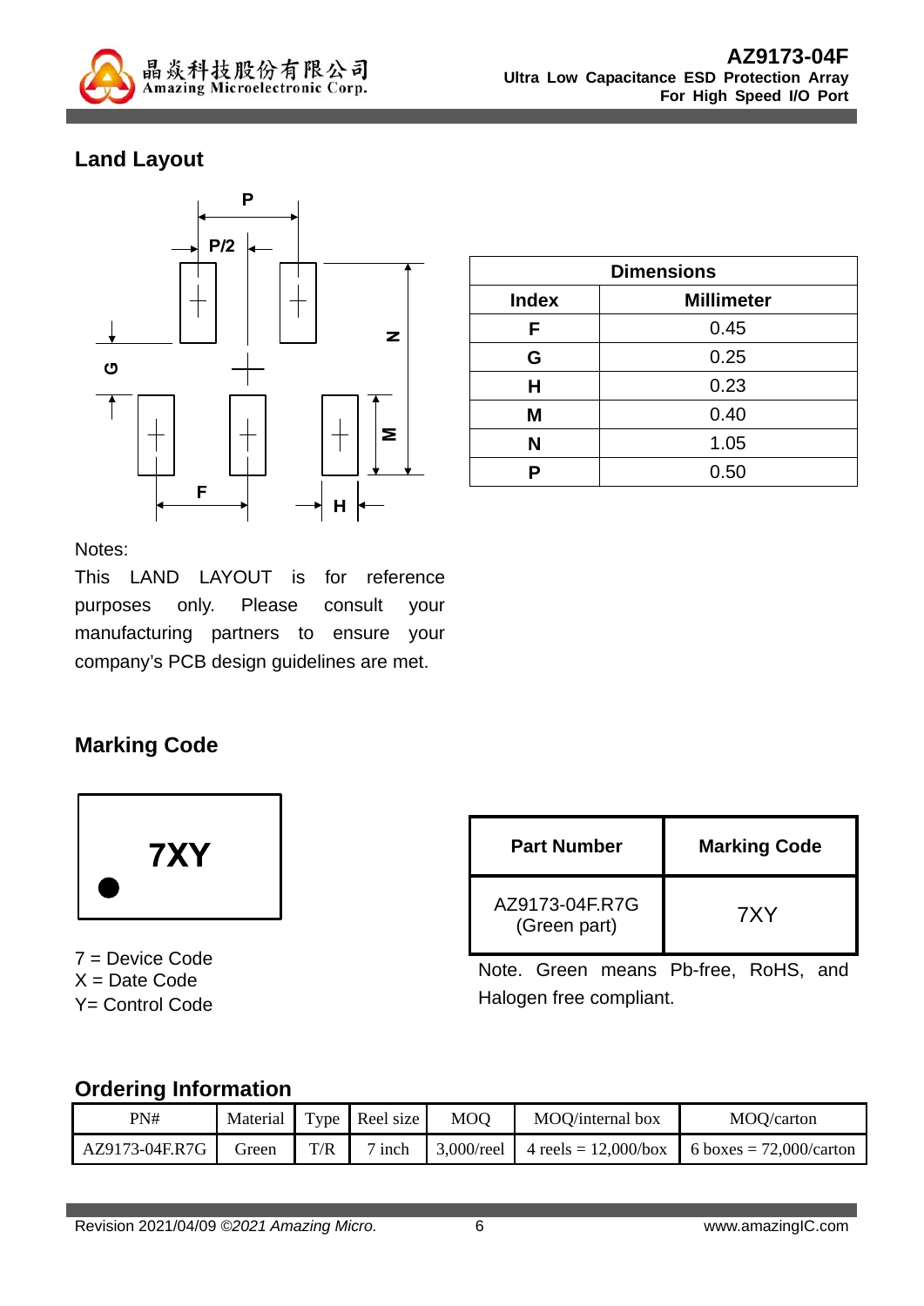## Land Layout

| Dimensions | |
|---|---|
| **Index** | **Millimeter** |
| F | 0.45 |
| G | 0.25 |
| H | 0.23 |
| M | 0.40 |
| N | 1.05 |
| P | 0.50 |

Notes:

This LAND LAYOUT is for reference purposes only. Please consult your manufacturing partners to ensure your company's PCB design guidelines are met.

## Marking Code

**7XY**

7 = Device Code
X = Date Code
Y= Control Code

| Part Number | Marking Code |
|---|---|
| AZ9173-04F.R7G (Green part) | 7XY |

Note. Green means Pb-free, RoHS, and Halogen free compliant.

## Ordering Information

| PN# | Material | Type | Reel size | MOQ | MOQ/internal box | MOQ/carton |
|---|---|---|---|---|---|---|
| AZ9173-04F.R7G | Green | T/R | 7 inch | 3,000/reel | 4 reels = 12,000/box | 6 boxes = 72,000/carton |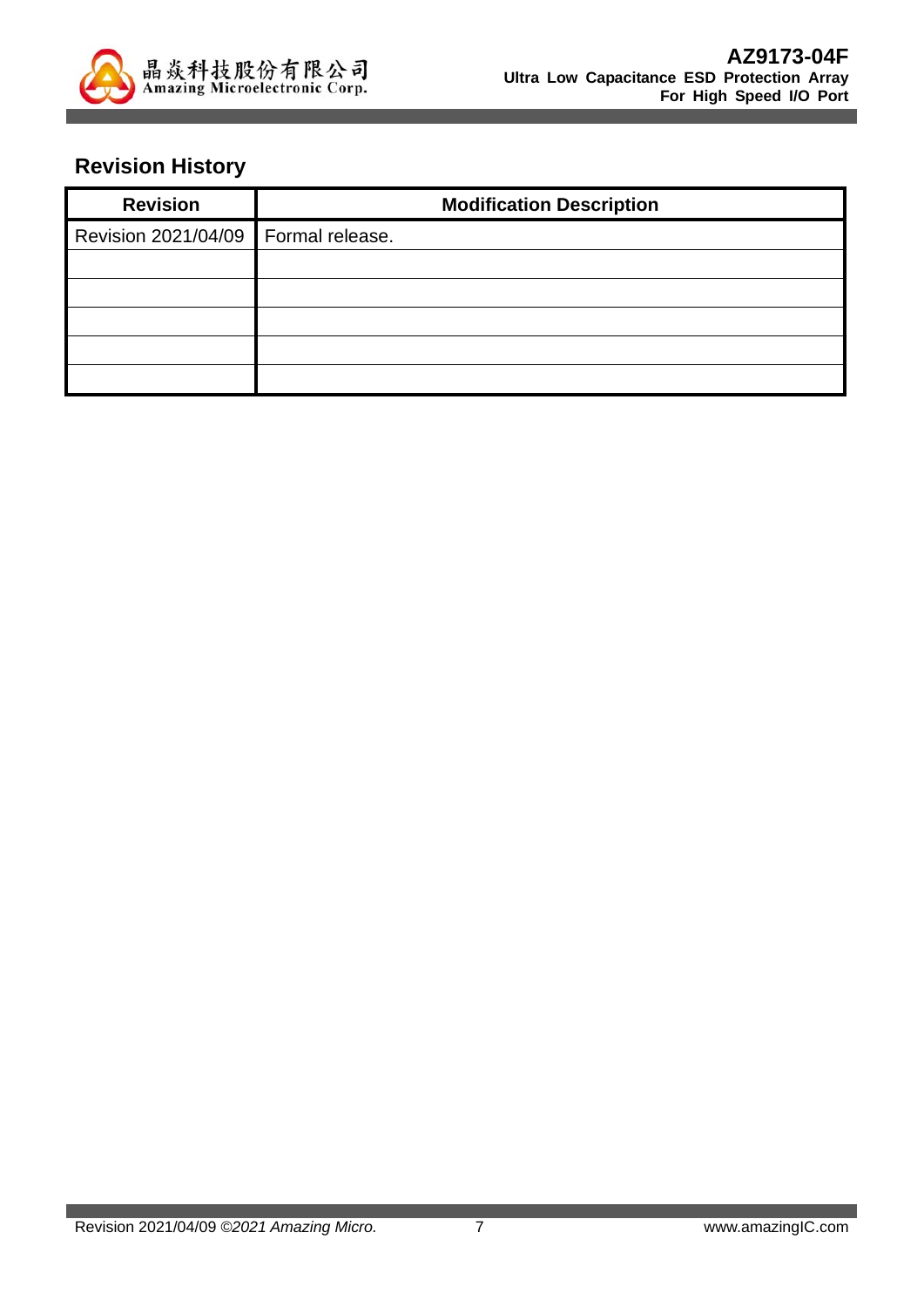## Revision History

| Revision | Modification Description |
|---|---|
| Revision 2021/04/09 | Formal release. |
| | |
| | |
| | |
| | |
| | |